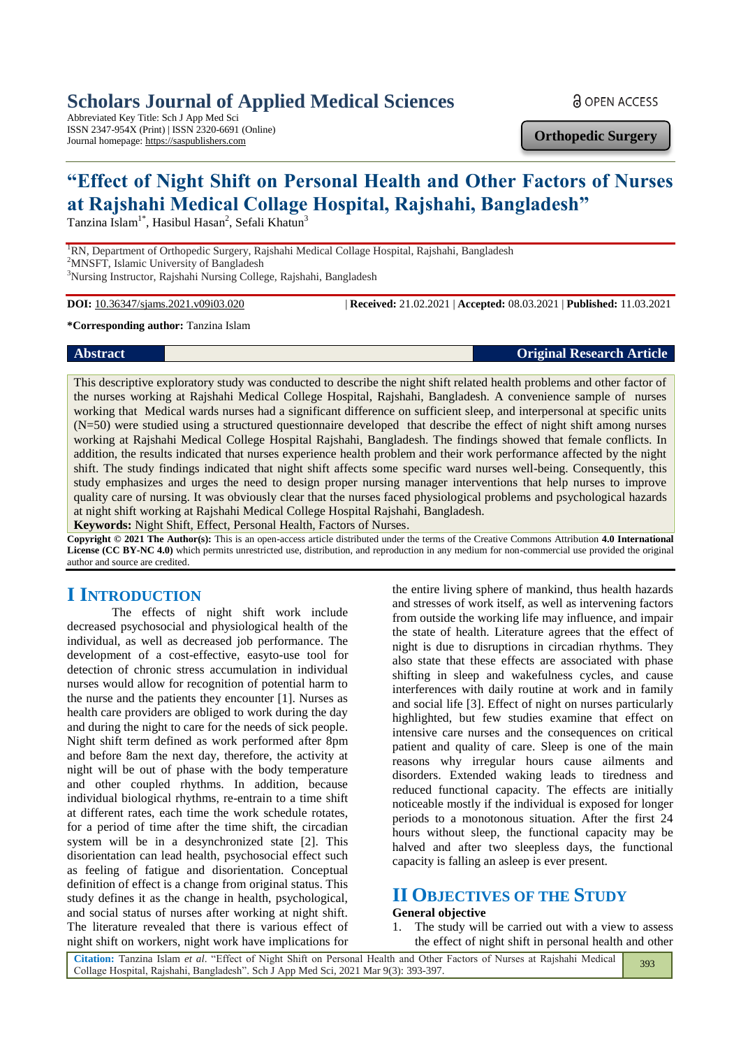# Scholars Journal of Applied Medical Sciences

Abbreviated Key Title: Sch J App Med Sci
ISSN 2347-954X (Print) | ISSN 2320-6691 (Online)
Journal homepage: https://saspublishers.com

OPEN ACCESS

**Orthopedic Surgery**

# "Effect of Night Shift on Personal Health and Other Factors of Nurses at Rajshahi Medical Collage Hospital, Rajshahi, Bangladesh"

Tanzina Islam[1*], Hasibul Hasan[2], Sefali Khatun[3]

[1]RN, Department of Orthopedic Surgery, Rajshahi Medical Collage Hospital, Rajshahi, Bangladesh
[2]MNSFT, Islamic University of Bangladesh
[3]Nursing Instructor, Rajshahi Nursing College, Rajshahi, Bangladesh

**DOI:** 10.36347/sjams.2021.v09i03.020 | **Received:** 21.02.2021 | **Accepted:** 08.03.2021 | **Published:** 11.03.2021

***Corresponding author:** Tanzina Islam

**Abstract** **Original Research Article**

This descriptive exploratory study was conducted to describe the night shift related health problems and other factor of the nurses working at Rajshahi Medical College Hospital, Rajshahi, Bangladesh. A convenience sample of nurses working that Medical wards nurses had a significant difference on sufficient sleep, and interpersonal at specific units (N=50) were studied using a structured questionnaire developed that describe the effect of night shift among nurses working at Rajshahi Medical College Hospital Rajshahi, Bangladesh. The findings showed that female conflicts. In addition, the results indicated that nurses experience health problem and their work performance affected by the night shift. The study findings indicated that night shift affects some specific ward nurses well-being. Consequently, this study emphasizes and urges the need to design proper nursing manager interventions that help nurses to improve quality care of nursing. It was obviously clear that the nurses faced physiological problems and psychological hazards at night shift working at Rajshahi Medical College Hospital Rajshahi, Bangladesh.

**Keywords:** Night Shift, Effect, Personal Health, Factors of Nurses.

**Copyright © 2021 The Author(s):** This is an open-access article distributed under the terms of the Creative Commons Attribution **4.0 International License (CC BY-NC 4.0)** which permits unrestricted use, distribution, and reproduction in any medium for non-commercial use provided the original author and source are credited.

## I INTRODUCTION

The effects of night shift work include decreased psychosocial and physiological health of the individual, as well as decreased job performance. The development of a cost-effective, easyto-use tool for detection of chronic stress accumulation in individual nurses would allow for recognition of potential harm to the nurse and the patients they encounter [1]. Nurses as health care providers are obliged to work during the day and during the night to care for the needs of sick people. Night shift term defined as work performed after 8pm and before 8am the next day, therefore, the activity at night will be out of phase with the body temperature and other coupled rhythms. In addition, because individual biological rhythms, re-entrain to a time shift at different rates, each time the work schedule rotates, for a period of time after the time shift, the circadian system will be in a desynchronized state [2]. This disorientation can lead health, psychosocial effect such as feeling of fatigue and disorientation. Conceptual definition of effect is a change from original status. This study defines it as the change in health, psychological, and social status of nurses after working at night shift. The literature revealed that there is various effect of night shift on workers, night work have implications for the entire living sphere of mankind, thus health hazards and stresses of work itself, as well as intervening factors from outside the working life may influence, and impair the state of health. Literature agrees that the effect of night is due to disruptions in circadian rhythms. They also state that these effects are associated with phase shifting in sleep and wakefulness cycles, and cause interferences with daily routine at work and in family and social life [3]. Effect of night on nurses particularly highlighted, but few studies examine that effect on intensive care nurses and the consequences on critical patient and quality of care. Sleep is one of the main reasons why irregular hours cause ailments and disorders. Extended waking leads to tiredness and reduced functional capacity. The effects are initially noticeable mostly if the individual is exposed for longer periods to a monotonous situation. After the first 24 hours without sleep, the functional capacity may be halved and after two sleepless days, the functional capacity is falling an asleep is ever present.

## II OBJECTIVES OF THE STUDY

### General objective

1. The study will be carried out with a view to assess the effect of night shift in personal health and other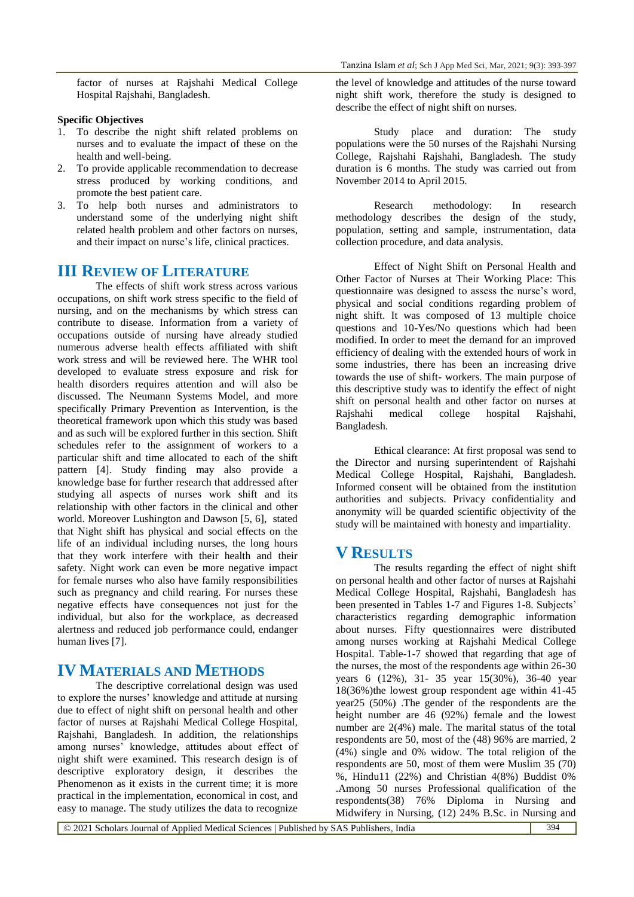factor of nurses at Rajshahi Medical College Hospital Rajshahi, Bangladesh.

**Specific Objectives**

1. To describe the night shift related problems on nurses and to evaluate the impact of these on the health and well-being.
2. To provide applicable recommendation to decrease stress produced by working conditions, and promote the best patient care.
3. To help both nurses and administrators to understand some of the underlying night shift related health problem and other factors on nurses, and their impact on nurse's life, clinical practices.

## III REVIEW OF LITERATURE

The effects of shift work stress across various occupations, on shift work stress specific to the field of nursing, and on the mechanisms by which stress can contribute to disease. Information from a variety of occupations outside of nursing have already studied numerous adverse health effects affiliated with shift work stress and will be reviewed here. The WHR tool developed to evaluate stress exposure and risk for health disorders requires attention and will also be discussed. The Neumann Systems Model, and more specifically Primary Prevention as Intervention, is the theoretical framework upon which this study was based and as such will be explored further in this section. Shift schedules refer to the assignment of workers to a particular shift and time allocated to each of the shift pattern [4]. Study finding may also provide a knowledge base for further research that addressed after studying all aspects of nurses work shift and its relationship with other factors in the clinical and other world. Moreover Lushington and Dawson [5, 6], stated that Night shift has physical and social effects on the life of an individual including nurses, the long hours that they work interfere with their health and their safety. Night work can even be more negative impact for female nurses who also have family responsibilities such as pregnancy and child rearing. For nurses these negative effects have consequences not just for the individual, but also for the workplace, as decreased alertness and reduced job performance could, endanger human lives [7].

## IV MATERIALS AND METHODS

The descriptive correlational design was used to explore the nurses' knowledge and attitude at nursing due to effect of night shift on personal health and other factor of nurses at Rajshahi Medical College Hospital, Rajshahi, Bangladesh. In addition, the relationships among nurses' knowledge, attitudes about effect of night shift were examined. This research design is of descriptive exploratory design, it describes the Phenomenon as it exists in the current time; it is more practical in the implementation, economical in cost, and easy to manage. The study utilizes the data to recognize the level of knowledge and attitudes of the nurse toward night shift work, therefore the study is designed to describe the effect of night shift on nurses.

Study place and duration: The study populations were the 50 nurses of the Rajshahi Nursing College, Rajshahi Rajshahi, Bangladesh. The study duration is 6 months. The study was carried out from November 2014 to April 2015.

Research methodology: In research methodology describes the design of the study, population, setting and sample, instrumentation, data collection procedure, and data analysis.

Effect of Night Shift on Personal Health and Other Factor of Nurses at Their Working Place: This questionnaire was designed to assess the nurse's word, physical and social conditions regarding problem of night shift. It was composed of 13 multiple choice questions and 10-Yes/No questions which had been modified. In order to meet the demand for an improved efficiency of dealing with the extended hours of work in some industries, there has been an increasing drive towards the use of shift- workers. The main purpose of this descriptive study was to identify the effect of night shift on personal health and other factor on nurses at Rajshahi medical college hospital Rajshahi, Bangladesh.

Ethical clearance: At first proposal was send to the Director and nursing superintendent of Rajshahi Medical College Hospital, Rajshahi, Bangladesh. Informed consent will be obtained from the institution authorities and subjects. Privacy confidentiality and anonymity will be quarded scientific objectivity of the study will be maintained with honesty and impartiality.

## V RESULTS

The results regarding the effect of night shift on personal health and other factor of nurses at Rajshahi Medical College Hospital, Rajshahi, Bangladesh has been presented in Tables 1-7 and Figures 1-8. Subjects' characteristics regarding demographic information about nurses. Fifty questionnaires were distributed among nurses working at Rajshahi Medical College Hospital. Table-1-7 showed that regarding that age of the nurses, the most of the respondents age within 26-30 years 6 (12%), 31- 35 year 15(30%), 36-40 year 18(36%)the lowest group respondent age within 41-45 year25 (50%) .The gender of the respondents are the height number are 46 (92%) female and the lowest number are 2(4%) male. The marital status of the total respondents are 50, most of the (48) 96% are married, 2 (4%) single and 0% widow. The total religion of the respondents are 50, most of them were Muslim 35 (70) %, Hindu11 (22%) and Christian 4(8%) Buddist 0% .Among 50 nurses Professional qualification of the respondents(38) 76% Diploma in Nursing and Midwifery in Nursing, (12) 24% B.Sc. in Nursing and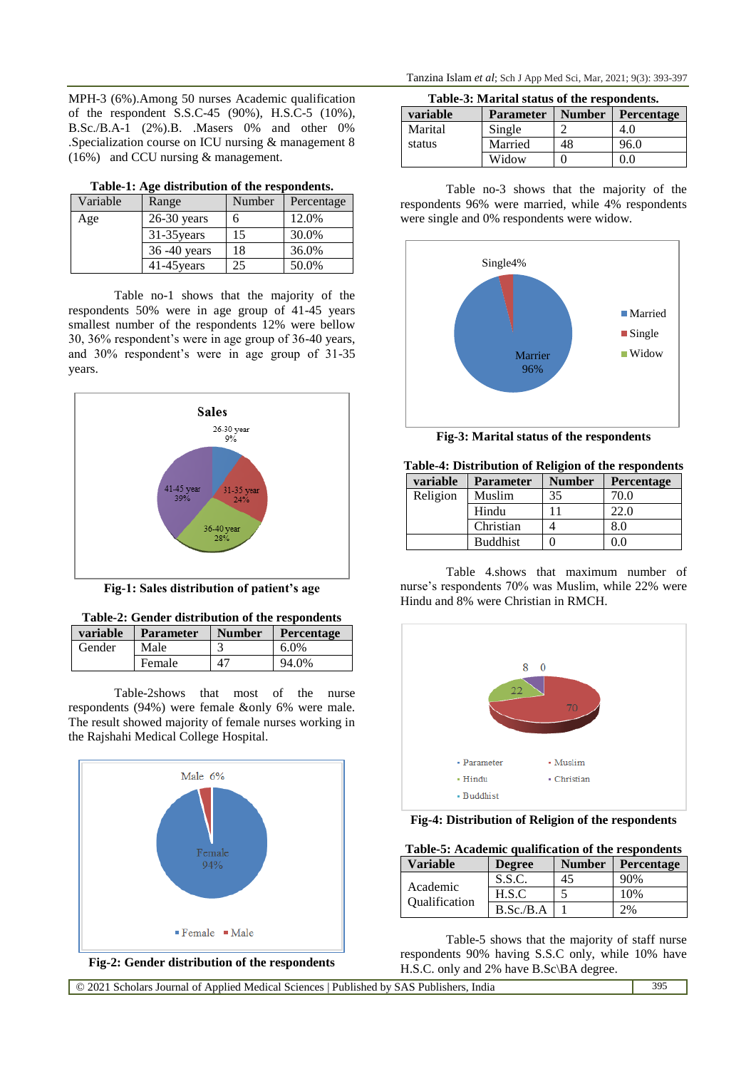MPH-3 (6%).Among 50 nurses Academic qualification of the respondent S.S.C-45 (90%), H.S.C-5 (10%), B.Sc./B.A-1 (2%).B. .Masers 0% and other 0% .Specialization course on ICU nursing & management 8 (16%) and CCU nursing & management.

**Table-1: Age distribution of the respondents.**

| Variable | Range | Number | Percentage |
|---|---|---|---|
| Age | 26-30 years | 6 | 12.0% |
| | 31-35years | 15 | 30.0% |
| | 36 -40 years | 18 | 36.0% |
| | 41-45years | 25 | 50.0% |

Table no-1 shows that the majority of the respondents 50% were in age group of 41-45 years smallest number of the respondents 12% were bellow 30, 36% respondent's were in age group of 36-40 years, and 30% respondent's were in age group of 31-35 years.

**Fig-1: Sales distribution of patient's age**

**Table-2: Gender distribution of the respondents**

| variable | Parameter | Number | Percentage |
|---|---|---|---|
| Gender | Male | 3 | 6.0% |
| | Female | 47 | 94.0% |

Table-2shows that most of the nurse respondents (94%) were female &only 6% were male. The result showed majority of female nurses working in the Rajshahi Medical College Hospital.

**Fig-2: Gender distribution of the respondents**

**Table-3: Marital status of the respondents.**

| variable | Parameter | Number | Percentage |
|---|---|---|---|
| Marital status | Single | 2 | 4.0 |
| | Married | 48 | 96.0 |
| | Widow | 0 | 0.0 |

Table no-3 shows that the majority of the respondents 96% were married, while 4% respondents were single and 0% respondents were widow.

**Fig-3: Marital status of the respondents**

**Table-4: Distribution of Religion of the respondents**

| variable | Parameter | Number | Percentage |
|---|---|---|---|
| Religion | Muslim | 35 | 70.0 |
| | Hindu | 11 | 22.0 |
| | Christian | 4 | 8.0 |
| | Buddhist | 0 | 0.0 |

Table 4.shows that maximum number of nurse's respondents 70% was Muslim, while 22% were Hindu and 8% were Christian in RMCH.

**Fig-4: Distribution of Religion of the respondents**

**Table-5: Academic qualification of the respondents**

| Variable | Degree | Number | Percentage |
|---|---|---|---|
| Academic Qualification | S.S.C. | 45 | 90% |
| | H.S.C | 5 | 10% |
| | B.Sc./B.A | 1 | 2% |

Table-5 shows that the majority of staff nurse respondents 90% having S.S.C only, while 10% have H.S.C. only and 2% have B.Sc\BA degree.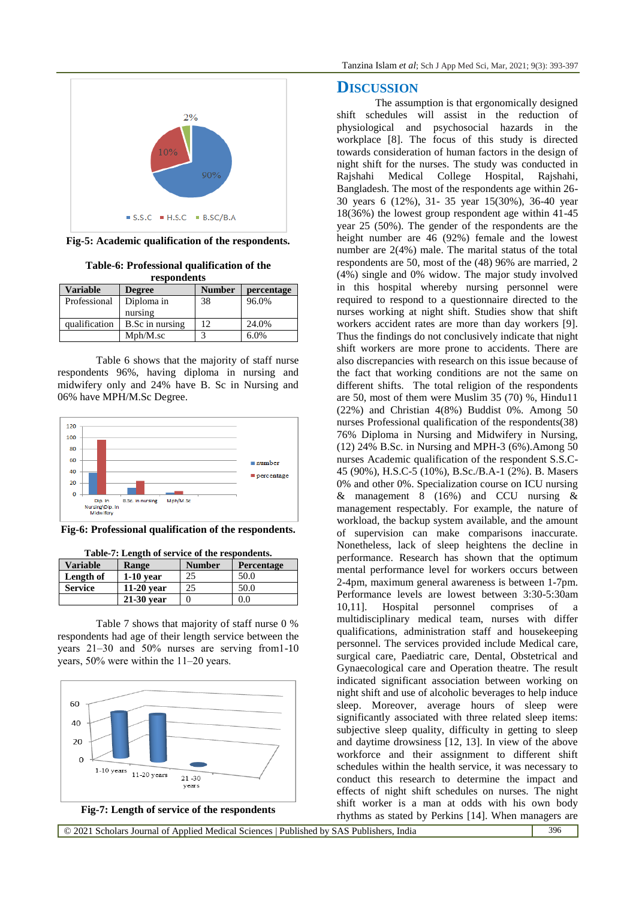Fig-5: **Academic qualification of the respondents.**

**Table-6: Professional qualification of the respondents**

| Variable | Degree | Number | percentage |
|---|---|---|---|
| Professional | Diploma in nursing | 38 | 96.0% |
| qualification | B.Sc in nursing | 12 | 24.0% |
| | Mph/M.sc | 3 | 6.0% |

Table 6 shows that the majority of staff nurse respondents 96%, having diploma in nursing and midwifery only and 24% have B. Sc in Nursing and 06% have MPH/M.Sc Degree.

**Fig-6: Professional qualification of the respondents.**

**Table-7: Length of service of the respondents.**

| Variable | Range | Number | Percentage |
|---|---|---|---|
| **Length of** | **1-10 year** | 25 | 50.0 |
| **Service** | **11-20 year** | 25 | 50.0 |
| | **21-30 year** | 0 | 0.0 |

Table 7 shows that majority of staff nurse 0 % respondents had age of their length service between the years 21–30 and 50% nurses are serving from1-10 years, 50% were within the 11–20 years.

**Fig-7: Length of service of the respondents**

# DISCUSSION

The assumption is that ergonomically designed shift schedules will assist in the reduction of physiological and psychosocial hazards in the workplace [8]. The focus of this study is directed towards consideration of human factors in the design of night shift for the nurses. The study was conducted in Rajshahi Medical College Hospital, Rajshahi, Bangladesh. The most of the respondents age within 26-30 years 6 (12%), 31- 35 year 15(30%), 36-40 year 18(36%) the lowest group respondent age within 41-45 year 25 (50%). The gender of the respondents are the height number are 46 (92%) female and the lowest number are 2(4%) male. The marital status of the total respondents are 50, most of the (48) 96% are married, 2 (4%) single and 0% widow. The major study involved in this hospital whereby nursing personnel were required to respond to a questionnaire directed to the nurses working at night shift. Studies show that shift workers accident rates are more than day workers [9]. Thus the findings do not conclusively indicate that night shift workers are more prone to accidents. There are also discrepancies with research on this issue because of the fact that working conditions are not the same on different shifts. The total religion of the respondents are 50, most of them were Muslim 35 (70) %, Hindu11 (22%) and Christian 4(8%) Buddist 0%. Among 50 nurses Professional qualification of the respondents(38) 76% Diploma in Nursing and Midwifery in Nursing, (12) 24% B.Sc. in Nursing and MPH-3 (6%).Among 50 nurses Academic qualification of the respondent S.S.C-45 (90%), H.S.C-5 (10%), B.Sc./B.A-1 (2%). B. Masers 0% and other 0%. Specialization course on ICU nursing & management 8 (16%) and CCU nursing & management respectably. For example, the nature of workload, the backup system available, and the amount of supervision can make comparisons inaccurate. Nonetheless, lack of sleep heightens the decline in performance. Research has shown that the optimum mental performance level for workers occurs between 2-4pm, maximum general awareness is between 1-7pm. Performance levels are lowest between 3:30-5:30am 10,11]. Hospital personnel comprises of a multidisciplinary medical team, nurses with differ qualifications, administration staff and housekeeping personnel. The services provided include Medical care, surgical care, Paediatric care, Dental, Obstetrical and Gynaecological care and Operation theatre. The result indicated significant association between working on night shift and use of alcoholic beverages to help induce sleep. Moreover, average hours of sleep were significantly associated with three related sleep items: subjective sleep quality, difficulty in getting to sleep and daytime drowsiness [12, 13]. In view of the above workforce and their assignment to different shift schedules within the health service, it was necessary to conduct this research to determine the impact and effects of night shift schedules on nurses. The night shift worker is a man at odds with his own body rhythms as stated by Perkins [14]. When managers are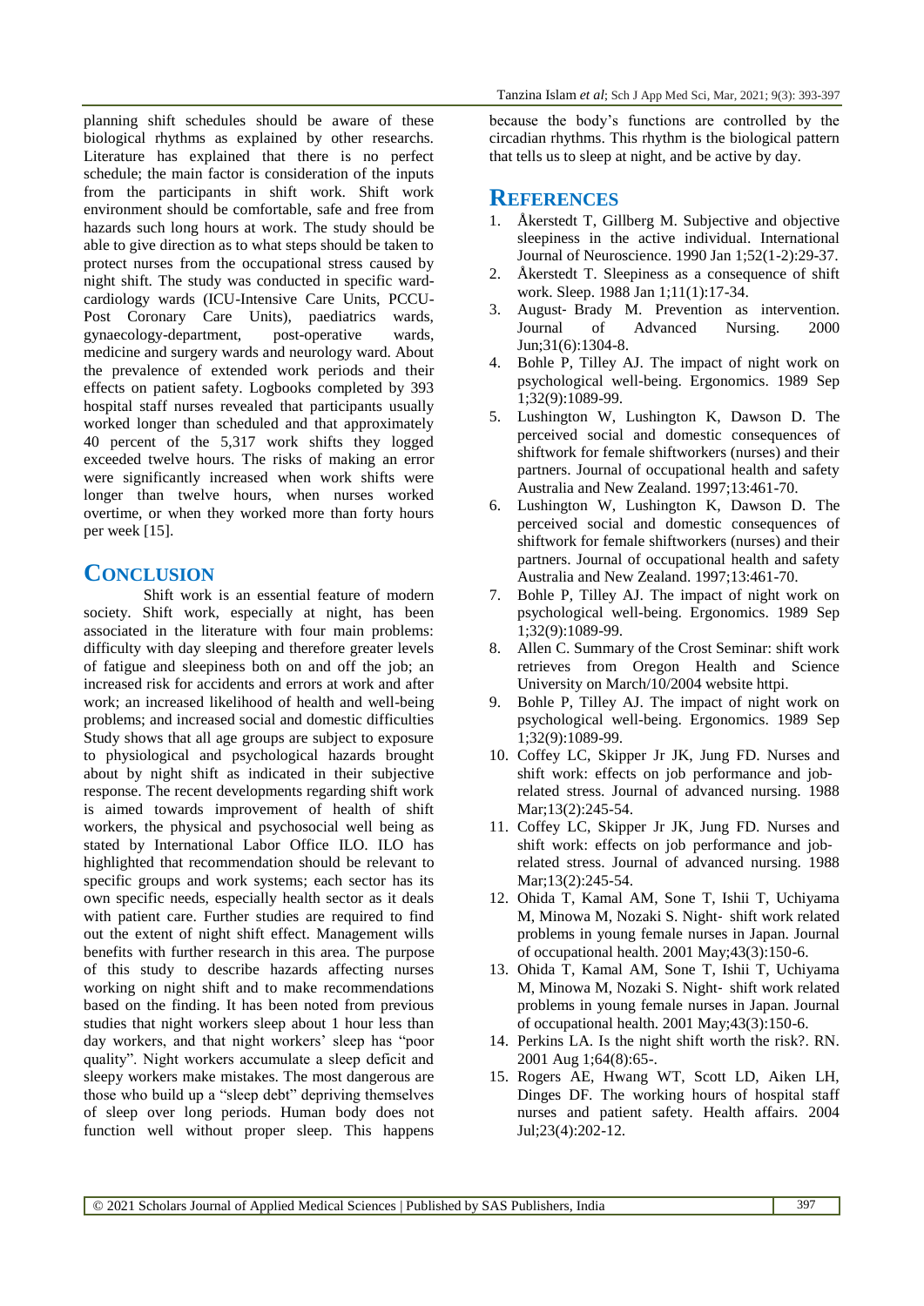planning shift schedules should be aware of these biological rhythms as explained by other researchs. Literature has explained that there is no perfect schedule; the main factor is consideration of the inputs from the participants in shift work. Shift work environment should be comfortable, safe and free from hazards such long hours at work. The study should be able to give direction as to what steps should be taken to protect nurses from the occupational stress caused by night shift. The study was conducted in specific ward-cardiology wards (ICU-Intensive Care Units, PCCU-Post Coronary Care Units), paediatrics wards, gynaecology-department, post-operative wards, medicine and surgery wards and neurology ward. About the prevalence of extended work periods and their effects on patient safety. Logbooks completed by 393 hospital staff nurses revealed that participants usually worked longer than scheduled and that approximately 40 percent of the 5,317 work shifts they logged exceeded twelve hours. The risks of making an error were significantly increased when work shifts were longer than twelve hours, when nurses worked overtime, or when they worked more than forty hours per week [15].

## CONCLUSION

Shift work is an essential feature of modern society. Shift work, especially at night, has been associated in the literature with four main problems: difficulty with day sleeping and therefore greater levels of fatigue and sleepiness both on and off the job; an increased risk for accidents and errors at work and after work; an increased likelihood of health and well-being problems; and increased social and domestic difficulties Study shows that all age groups are subject to exposure to physiological and psychological hazards brought about by night shift as indicated in their subjective response. The recent developments regarding shift work is aimed towards improvement of health of shift workers, the physical and psychosocial well being as stated by International Labor Office ILO. ILO has highlighted that recommendation should be relevant to specific groups and work systems; each sector has its own specific needs, especially health sector as it deals with patient care. Further studies are required to find out the extent of night shift effect. Management wills benefits with further research in this area. The purpose of this study to describe hazards affecting nurses working on night shift and to make recommendations based on the finding. It has been noted from previous studies that night workers sleep about 1 hour less than day workers, and that night workers' sleep has "poor quality". Night workers accumulate a sleep deficit and sleepy workers make mistakes. The most dangerous are those who build up a "sleep debt" depriving themselves of sleep over long periods. Human body does not function well without proper sleep. This happens because the body's functions are controlled by the circadian rhythms. This rhythm is the biological pattern that tells us to sleep at night, and be active by day.

## REFERENCES

1. Åkerstedt T, Gillberg M. Subjective and objective sleepiness in the active individual. International Journal of Neuroscience. 1990 Jan 1;52(1-2):29-37.
2. Åkerstedt T. Sleepiness as a consequence of shift work. Sleep. 1988 Jan 1;11(1):17-34.
3. August- Brady M. Prevention as intervention. Journal of Advanced Nursing. 2000 Jun;31(6):1304-8.
4. Bohle P, Tilley AJ. The impact of night work on psychological well-being. Ergonomics. 1989 Sep 1;32(9):1089-99.
5. Lushington W, Lushington K, Dawson D. The perceived social and domestic consequences of shiftwork for female shiftworkers (nurses) and their partners. Journal of occupational health and safety Australia and New Zealand. 1997;13:461-70.
6. Lushington W, Lushington K, Dawson D. The perceived social and domestic consequences of shiftwork for female shiftworkers (nurses) and their partners. Journal of occupational health and safety Australia and New Zealand. 1997;13:461-70.
7. Bohle P, Tilley AJ. The impact of night work on psychological well-being. Ergonomics. 1989 Sep 1;32(9):1089-99.
8. Allen C. Summary of the Crost Seminar: shift work retrieves from Oregon Health and Science University on March/10/2004 website httpi.
9. Bohle P, Tilley AJ. The impact of night work on psychological well-being. Ergonomics. 1989 Sep 1;32(9):1089-99.
10. Coffey LC, Skipper Jr JK, Jung FD. Nurses and shift work: effects on job performance and job-related stress. Journal of advanced nursing. 1988 Mar;13(2):245-54.
11. Coffey LC, Skipper Jr JK, Jung FD. Nurses and shift work: effects on job performance and job-related stress. Journal of advanced nursing. 1988 Mar;13(2):245-54.
12. Ohida T, Kamal AM, Sone T, Ishii T, Uchiyama M, Minowa M, Nozaki S. Night- shift work related problems in young female nurses in Japan. Journal of occupational health. 2001 May;43(3):150-6.
13. Ohida T, Kamal AM, Sone T, Ishii T, Uchiyama M, Minowa M, Nozaki S. Night- shift work related problems in young female nurses in Japan. Journal of occupational health. 2001 May;43(3):150-6.
14. Perkins LA. Is the night shift worth the risk?. RN. 2001 Aug 1;64(8):65-.
15. Rogers AE, Hwang WT, Scott LD, Aiken LH, Dinges DF. The working hours of hospital staff nurses and patient safety. Health affairs. 2004 Jul;23(4):202-12.